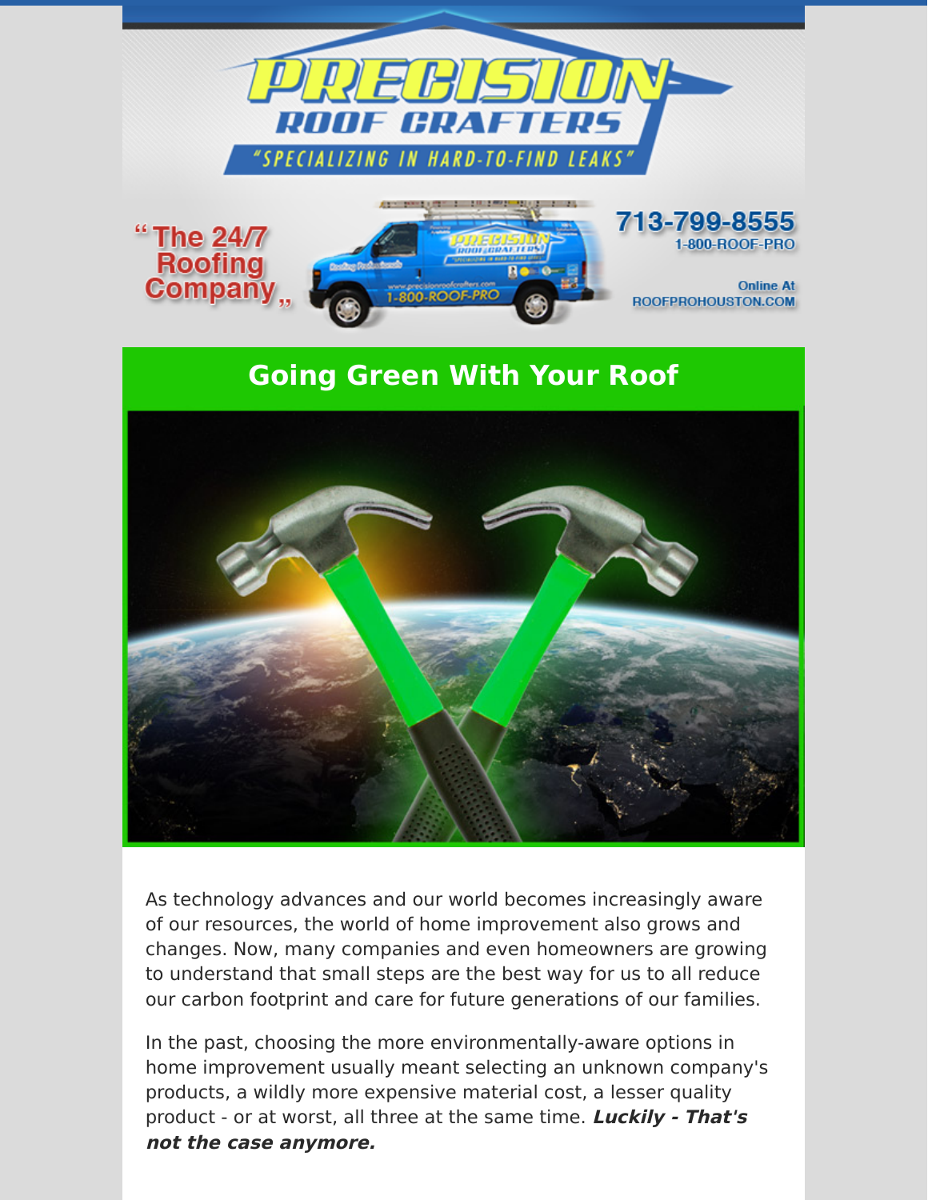# PRECISION ROOF CRAFTERS

"SPECIALIZING IN HARD-TO-FIND LEAKS"

"The 24/7 Roofing Company"

713-799-8555
1-800-ROOF-PRO

Online At
ROOFPROHOUSTON.COM

## Going Green With Your Roof

As technology advances and our world becomes increasingly aware of our resources, the world of home improvement also grows and changes. Now, many companies and even homeowners are growing to understand that small steps are the best way for us to all reduce our carbon footprint and care for future generations of our families.

In the past, choosing the more environmentally-aware options in home improvement usually meant selecting an unknown company's products, a wildly more expensive material cost, a lesser quality product - or at worst, all three at the same time. ***Luckily - That's not the case anymore.***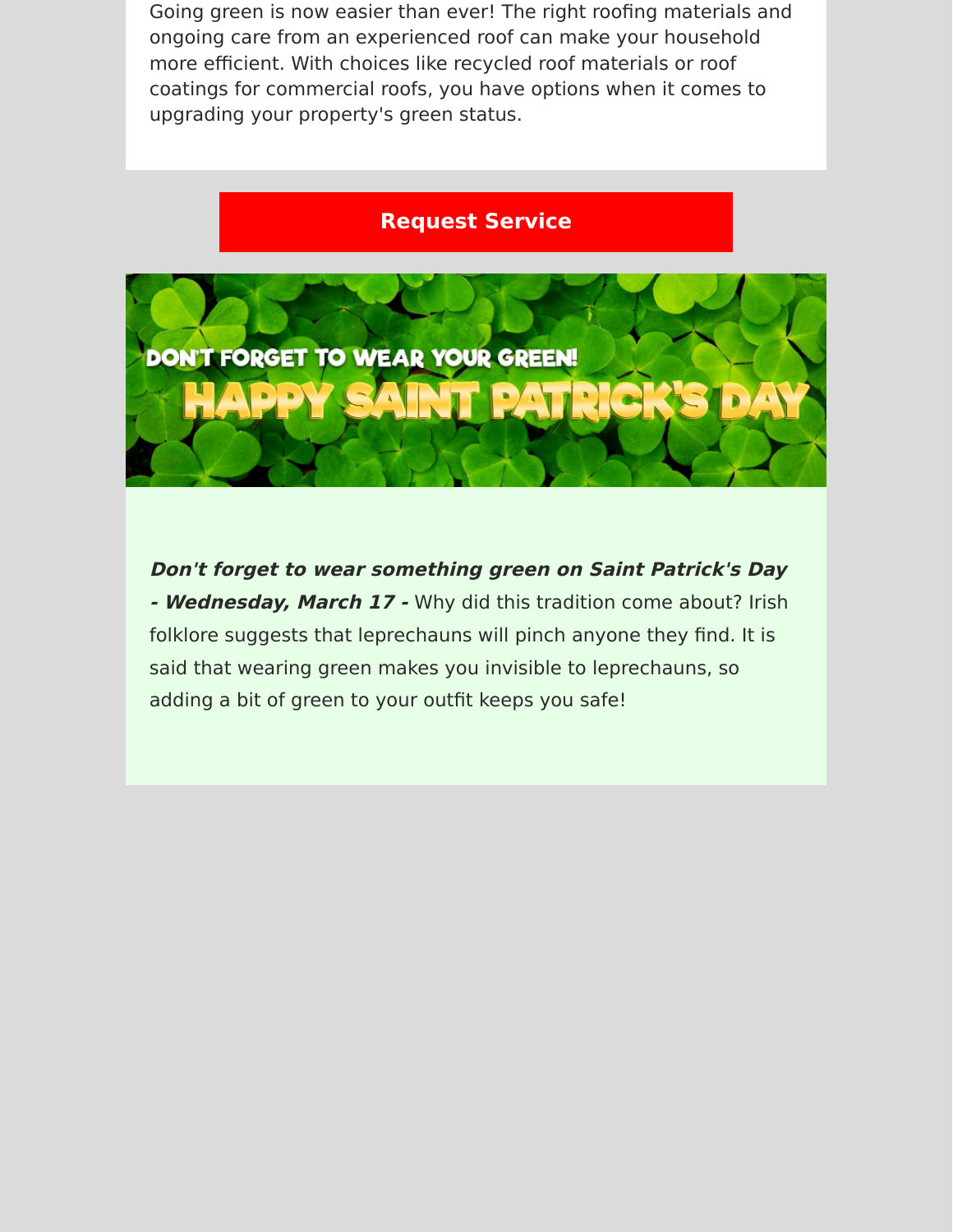Going green is now easier than ever! The right roofing materials and ongoing care from an experienced roof can make your household more efficient. With choices like recycled roof materials or roof coatings for commercial roofs, you have options when it comes to upgrading your property's green status.

**Request Service**

DON'T FORGET TO WEAR YOUR GREEN!

HAPPY SAINT PATRICK'S DAY

***Don't forget to wear something green on Saint Patrick's Day - Wednesday, March 17 -*** Why did this tradition come about? Irish folklore suggests that leprechauns will pinch anyone they find. It is said that wearing green makes you invisible to leprechauns, so adding a bit of green to your outfit keeps you safe!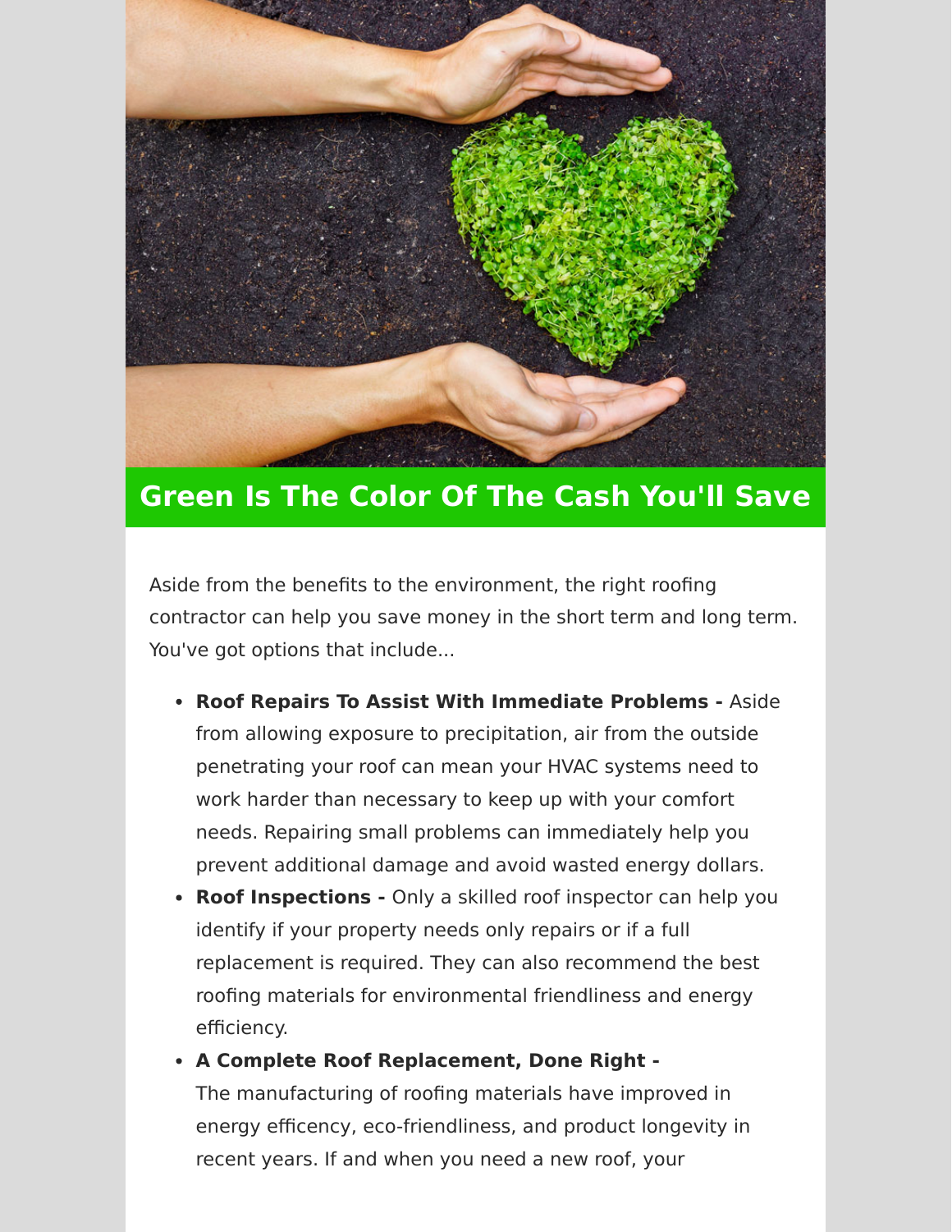## Green Is The Color Of The Cash You'll Save

Aside from the benefits to the environment, the right roofing contractor can help you save money in the short term and long term. You've got options that include...

- **Roof Repairs To Assist With Immediate Problems -** Aside from allowing exposure to precipitation, air from the outside penetrating your roof can mean your HVAC systems need to work harder than necessary to keep up with your comfort needs. Repairing small problems can immediately help you prevent additional damage and avoid wasted energy dollars.
- **Roof Inspections -** Only a skilled roof inspector can help you identify if your property needs only repairs or if a full replacement is required. They can also recommend the best roofing materials for environmental friendliness and energy efficiency.
- **A Complete Roof Replacement, Done Right -** The manufacturing of roofing materials have improved in energy efficency, eco-friendliness, and product longevity in recent years. If and when you need a new roof, your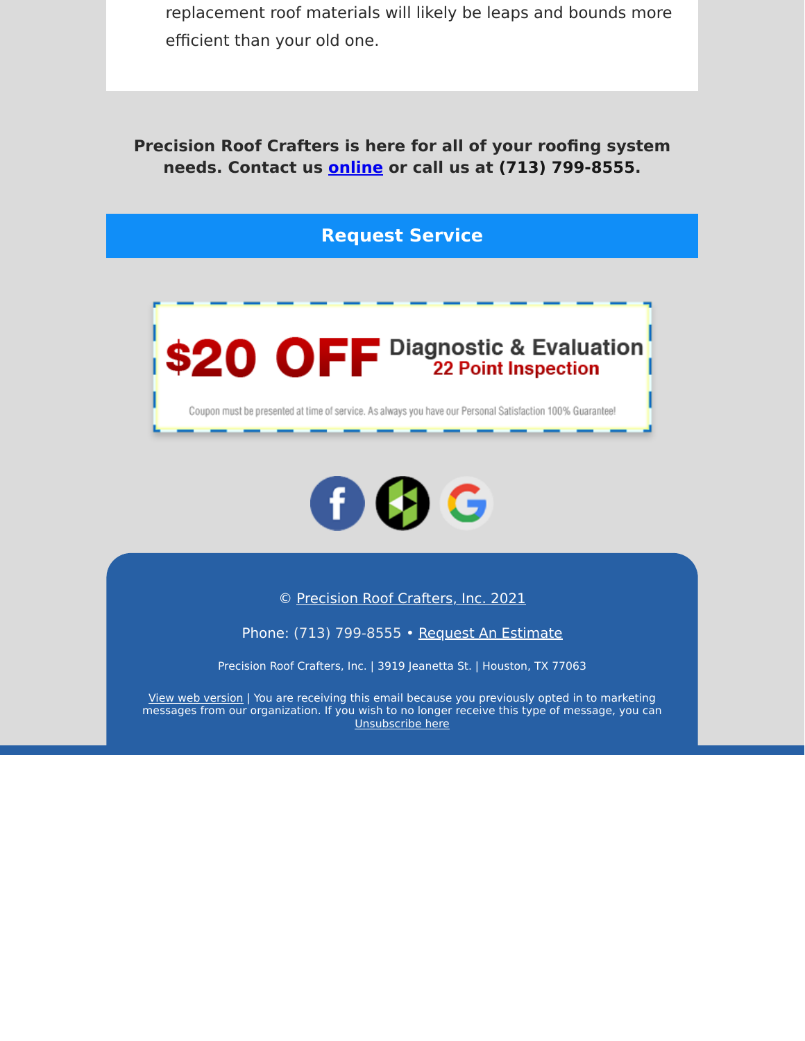replacement roof materials will likely be leaps and bounds more efficient than your old one.

**Precision Roof Crafters is here for all of your roofing system needs. Contact us online or call us at (713) 799-8555.**

**Request Service**

$20 OFF Diagnostic & Evaluation
22 Point Inspection

Coupon must be presented at time of service. As always you have our Personal Satisfaction 100% Guarantee!

© Precision Roof Crafters, Inc. 2021

Phone: (713) 799-8555 • Request An Estimate

Precision Roof Crafters, Inc. | 3919 Jeanetta St. | Houston, TX 77063

View web version | You are receiving this email because you previously opted in to marketing messages from our organization. If you wish to no longer receive this type of message, you can Unsubscribe here